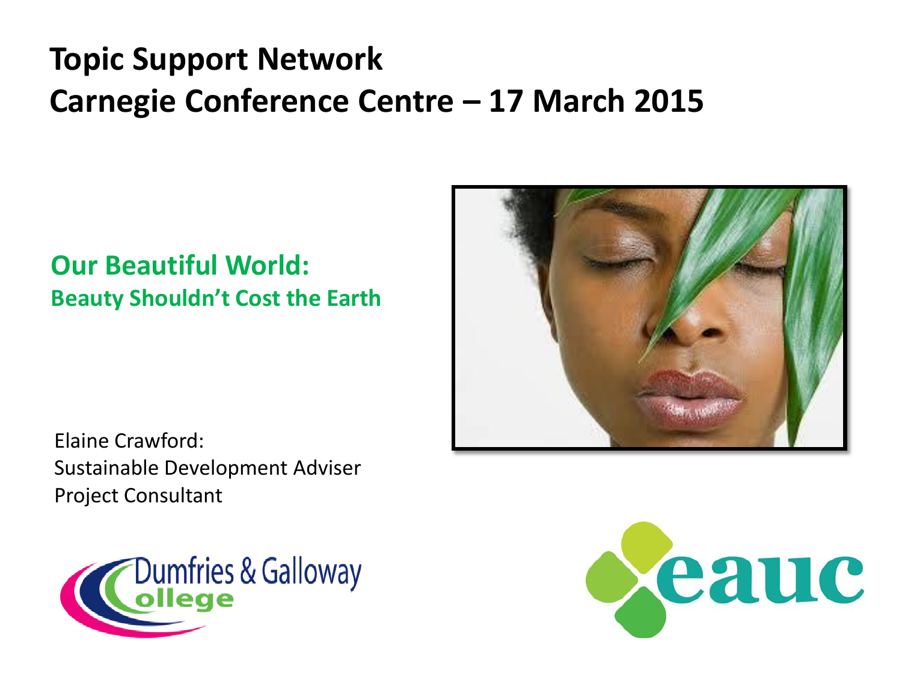# Topic Support Network
# Carnegie Conference Centre – 17 March 2015

## Our Beautiful World:
### Beauty Shouldn't Cost the Earth

Elaine Crawford:
Sustainable Development Adviser
Project Consultant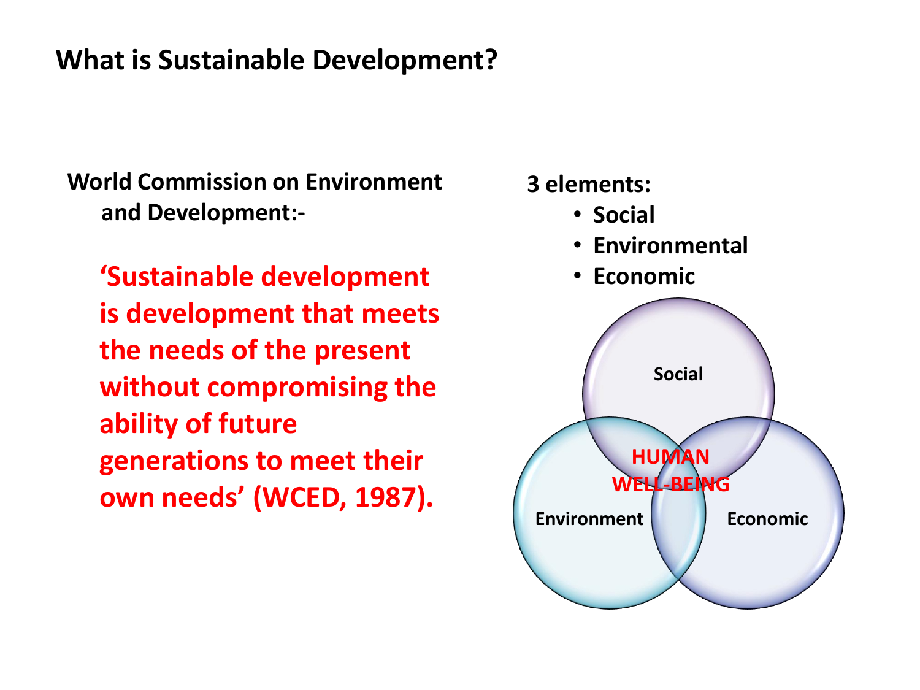# What is Sustainable Development?

**World Commission on Environment and Development:-**

**'Sustainable development is development that meets the needs of the present without compromising the ability of future generations to meet their own needs' (WCED, 1987).**

**3 elements:**

- **Social**
- **Environmental**
- **Economic**

Social

HUMAN WELL-BEING

Environment

Economic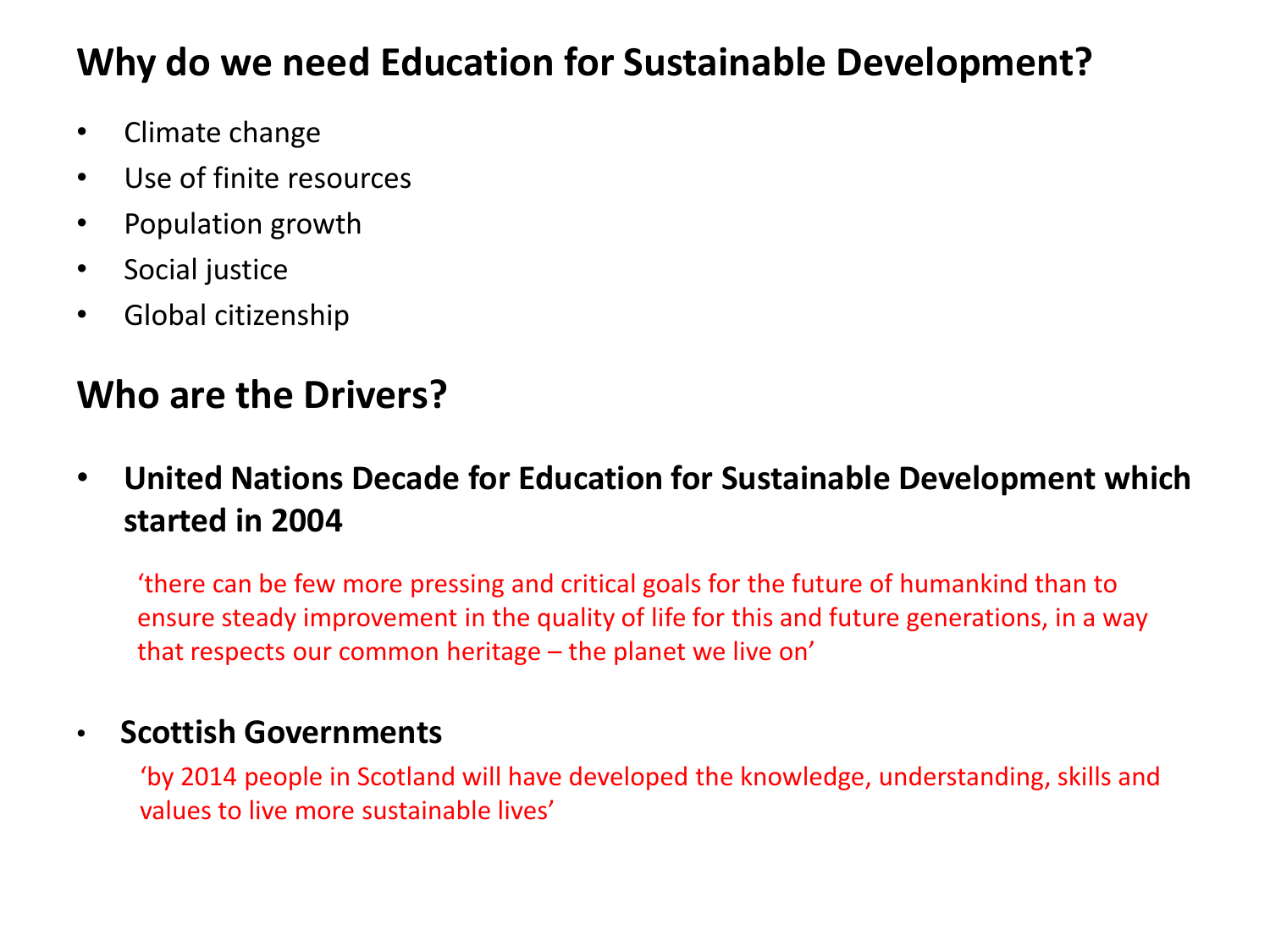## Why do we need Education for Sustainable Development?

- Climate change
- Use of finite resources
- Population growth
- Social justice
- Global citizenship

## Who are the Drivers?

- **United Nations Decade for Education for Sustainable Development which started in 2004**

  ‘there can be few more pressing and critical goals for the future of humankind than to ensure steady improvement in the quality of life for this and future generations, in a way that respects our common heritage – the planet we live on’

- **Scottish Governments**

  ‘by 2014 people in Scotland will have developed the knowledge, understanding, skills and values to live more sustainable lives’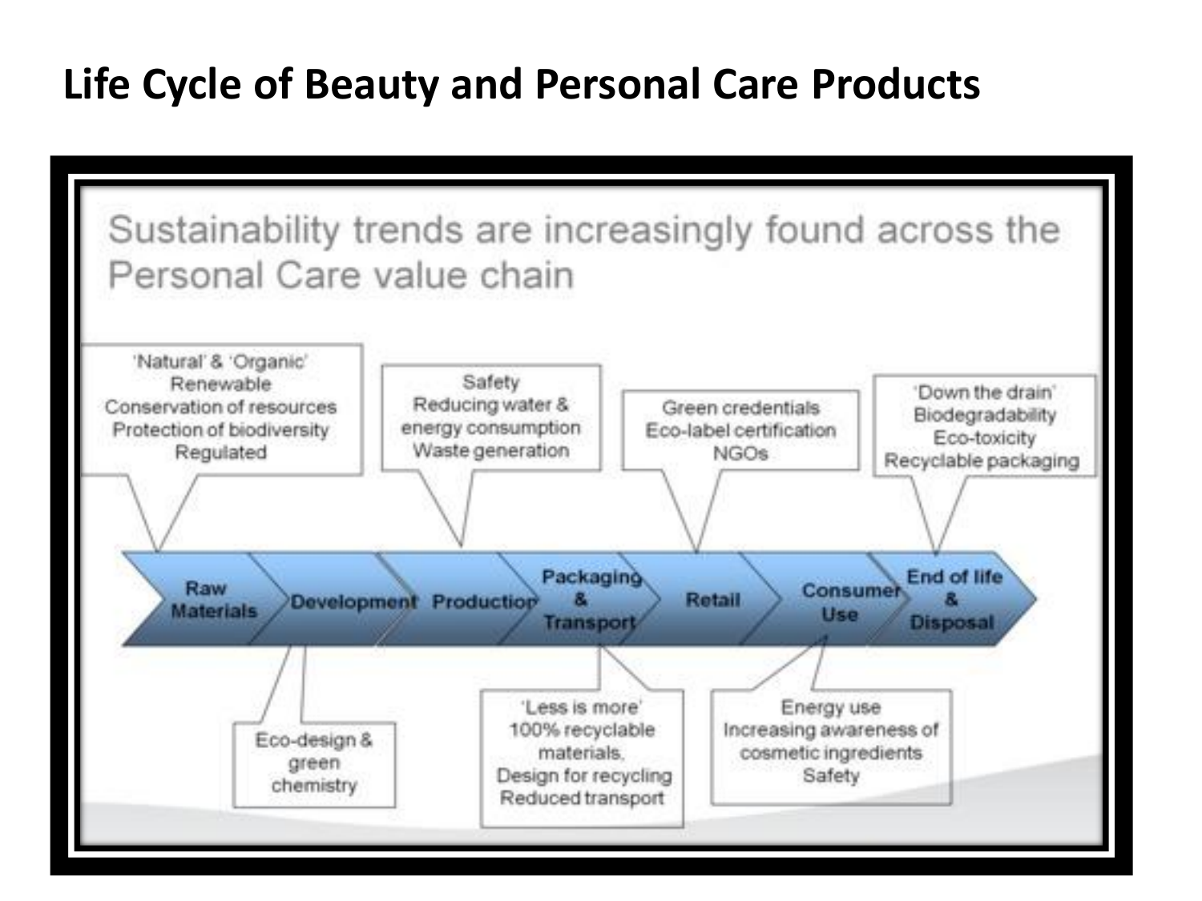# Life Cycle of Beauty and Personal Care Products

Sustainability trends are increasingly found across the Personal Care value chain

Raw Materials → Development → Production → Packaging & Transport → Retail → Consumer Use → End of life & Disposal

**Raw Materials:**
'Natural' & 'Organic'
Renewable
Conservation of resources
Protection of biodiversity
Regulated

**Development:**
Eco-design & green chemistry

**Production:**
Safety
Reducing water & energy consumption
Waste generation

**Packaging & Transport:**
'Less is more'
100% recyclable materials.
Design for recycling
Reduced transport

**Retail:**
Green credentials
Eco-label certification
NGOs

**Consumer Use:**
Energy use
Increasing awareness of cosmetic ingredients
Safety

**End of life & Disposal:**
'Down the drain'
Biodegradability
Eco-toxicity
Recyclable packaging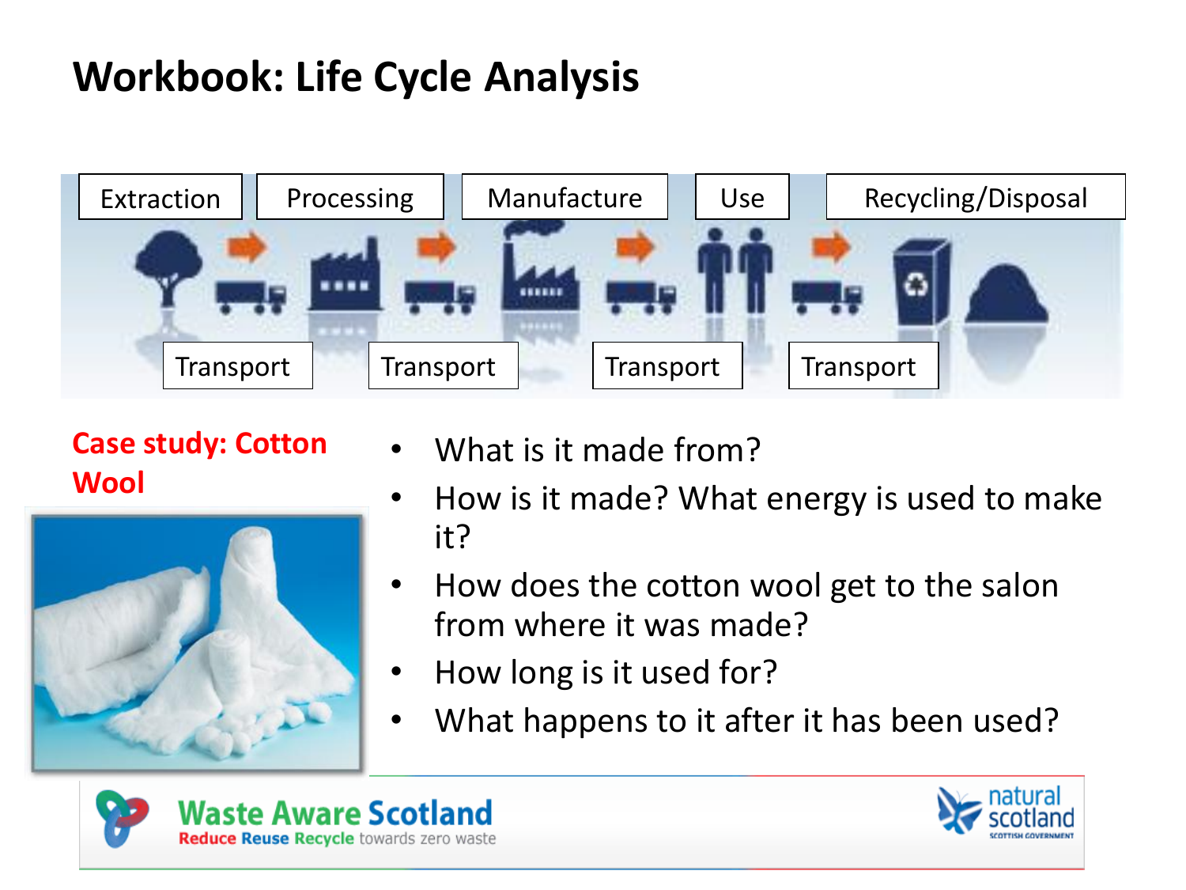# Workbook: Life Cycle Analysis

Extraction → Transport → Processing → Transport → Manufacture → Transport → Use → Transport → Recycling/Disposal

**Case study: Cotton Wool**

- What is it made from?
- How is it made? What energy is used to make it?
- How does the cotton wool get to the salon from where it was made?
- How long is it used for?
- What happens to it after it has been used?

Waste Aware Scotland
Reduce Reuse Recycle towards zero waste

natural scotland
SCOTTISH GOVERNMENT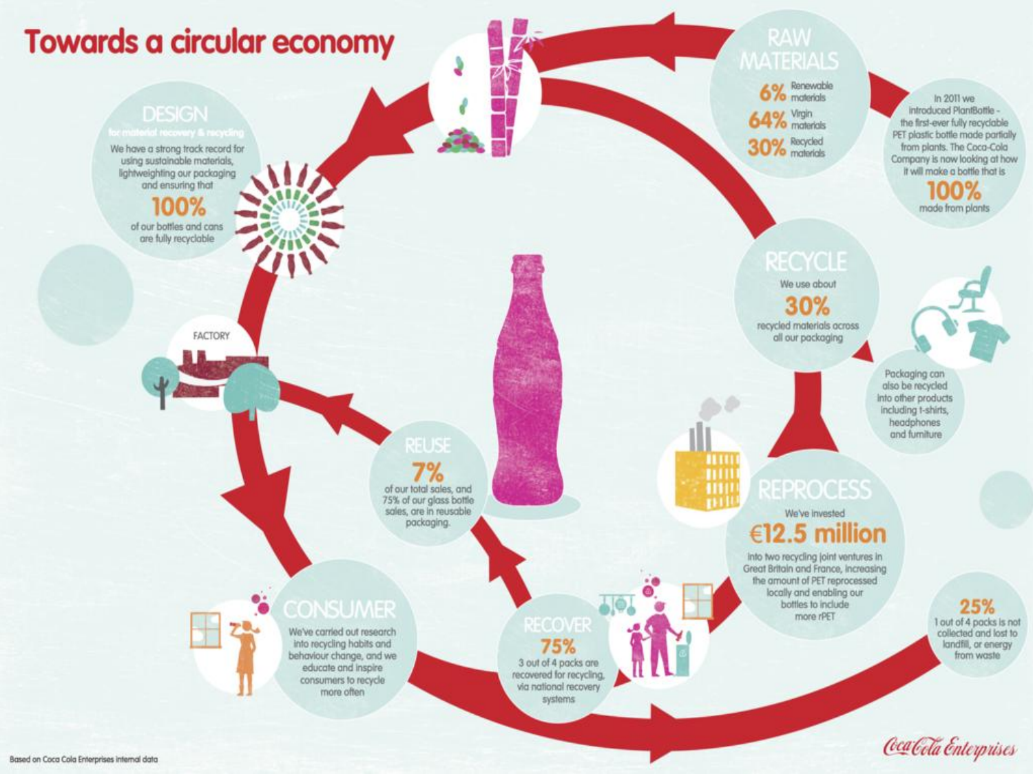# Towards a circular economy

## RAW MATERIALS

**6%** Renewable materials

**64%** Virgin materials

**30%** Recycled materials

In 2011 we introduced PlantBottle – the first-ever fully recyclable PET plastic bottle made partially from plants. The Coca-Cola Company is now looking at how it will make a bottle that is **100%** made from plants

## DESIGN

for material recovery & recycling

We have a strong track record for using sustainable materials, lightweighting our packaging and ensuring that **100%** of our bottles and cans are fully recyclable

FACTORY

## RECYCLE

We use about **30%** recycled materials across all our packaging

Packaging can also be recycled into other products including t-shirts, headphones and furniture

## REUSE

**7%** of our total sales, and 75% of our glass bottle sales, are in reusable packaging.

## REPROCESS

We've invested **€12.5 million** into two recycling joint ventures in Great Britain and France, increasing the amount of PET reprocessed locally and enabling our bottles to include more rPET

## CONSUMER

We've carried out research into recycling habits and behaviour change, and we educate and inspire consumers to recycle more often

## RECOVER

**75%** 3 out of 4 packs are recovered for recycling, via national recovery systems

**25%** 1 out of 4 packs is not collected and lost to landfill, or energy from waste

Based on Coca Cola Enterprises internal data

Coca-Cola Enterprises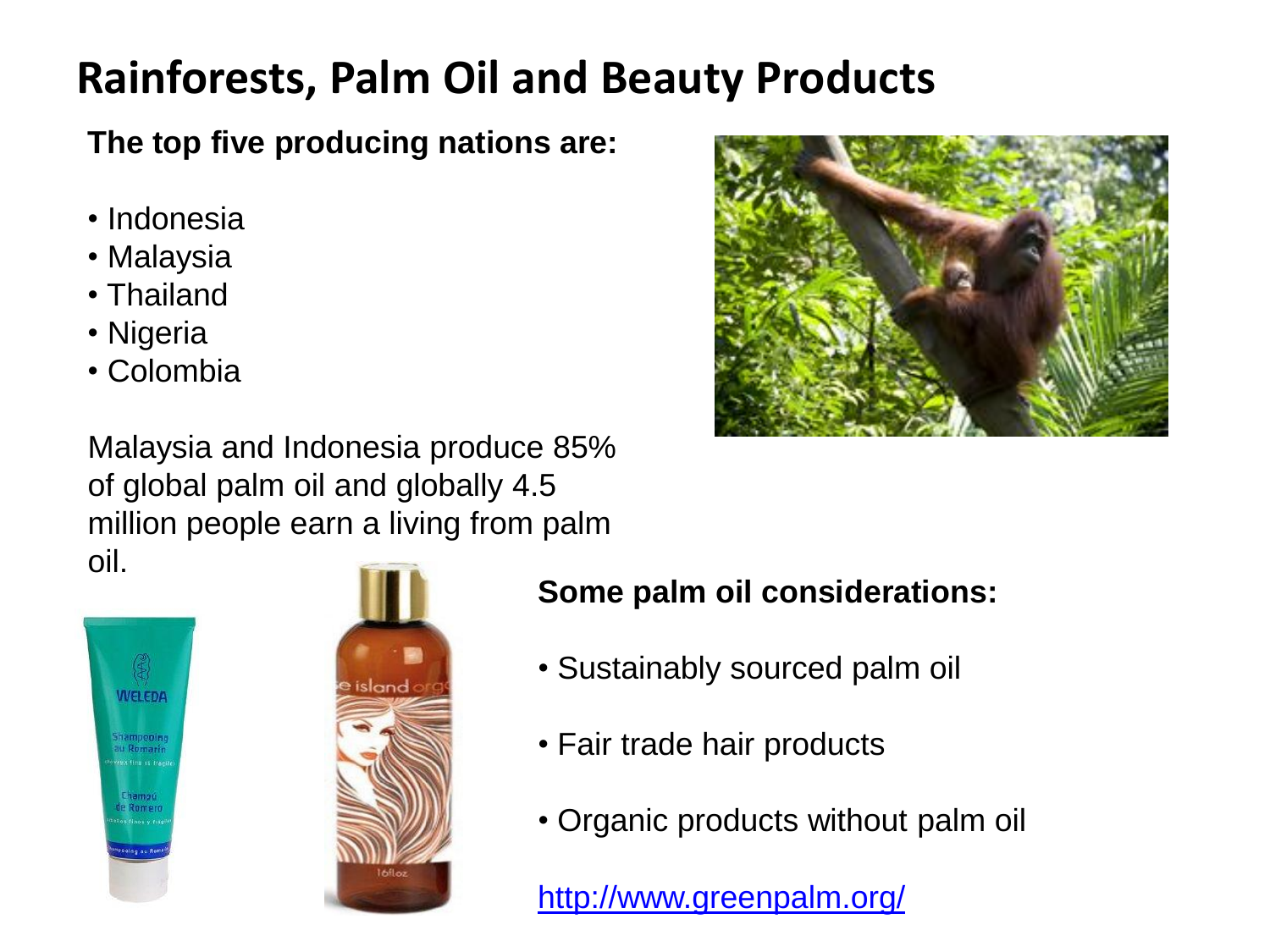# Rainforests, Palm Oil and Beauty Products

**The top five producing nations are:**

- Indonesia
- Malaysia
- Thailand
- Nigeria
- Colombia

Malaysia and Indonesia produce 85% of global palm oil and globally 4.5 million people earn a living from palm oil.

**Some palm oil considerations:**

- Sustainably sourced palm oil
- Fair trade hair products
- Organic products without palm oil

http://www.greenpalm.org/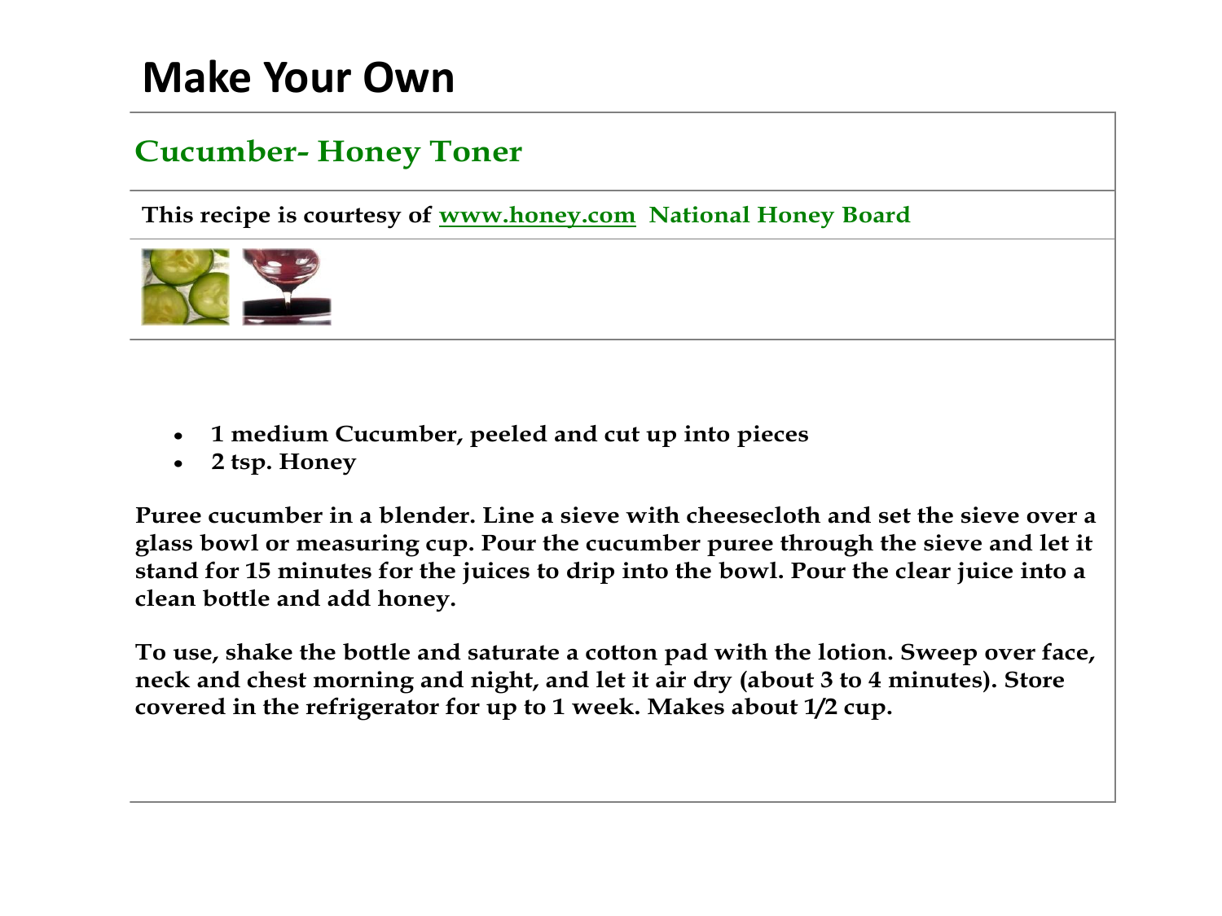# Make Your Own

## Cucumber- Honey Toner

**This recipe is courtesy of www.honey.com National Honey Board**

- **1 medium Cucumber, peeled and cut up into pieces**
- **2 tsp. Honey**

**Puree cucumber in a blender. Line a sieve with cheesecloth and set the sieve over a glass bowl or measuring cup. Pour the cucumber puree through the sieve and let it stand for 15 minutes for the juices to drip into the bowl. Pour the clear juice into a clean bottle and add honey.**

**To use, shake the bottle and saturate a cotton pad with the lotion. Sweep over face, neck and chest morning and night, and let it air dry (about 3 to 4 minutes). Store covered in the refrigerator for up to 1 week. Makes about 1/2 cup.**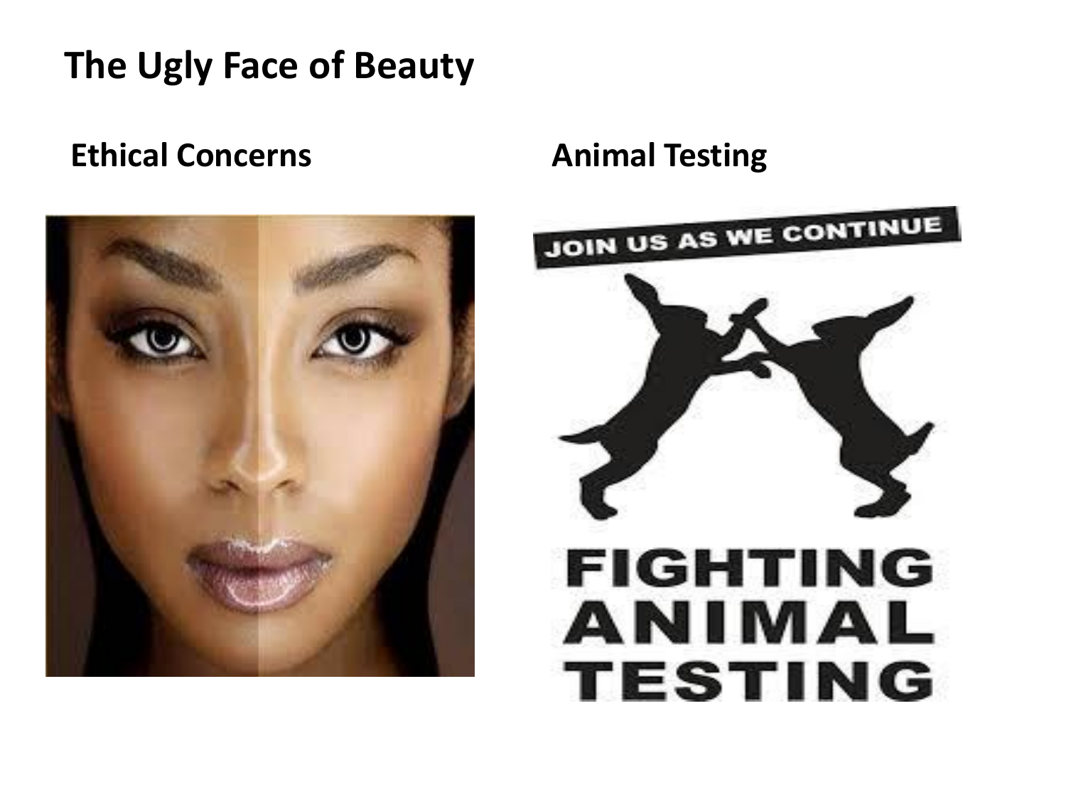# The Ugly Face of Beauty

## Ethical Concerns

## Animal Testing

JOIN US AS WE CONTINUE

FIGHTING ANIMAL TESTING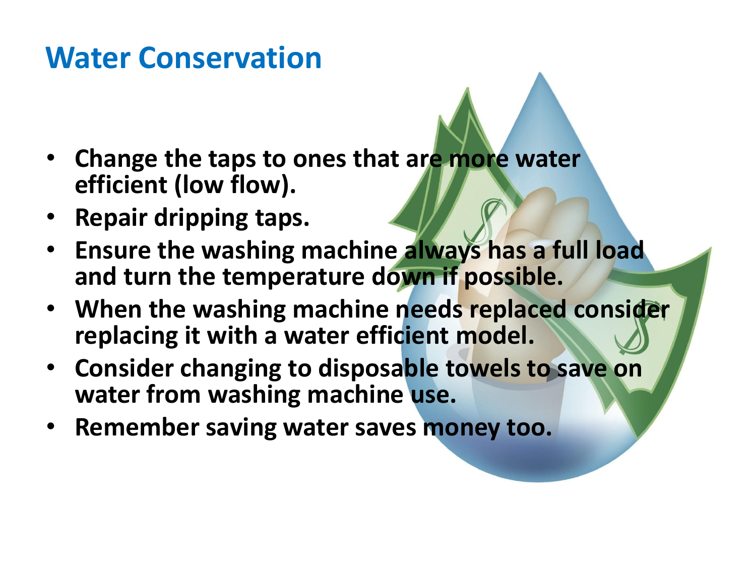# Water Conservation

- **Change the taps to ones that are more water efficient (low flow).**
- **Repair dripping taps.**
- **Ensure the washing machine always has a full load and turn the temperature down if possible.**
- **When the washing machine needs replaced consider replacing it with a water efficient model.**
- **Consider changing to disposable towels to save on water from washing machine use.**
- **Remember saving water saves money too.**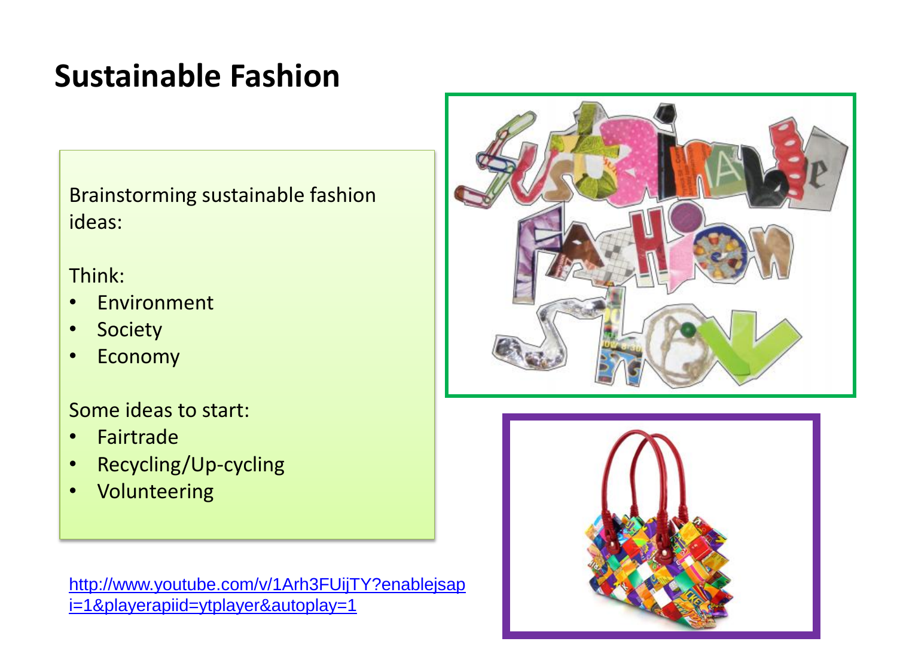# Sustainable Fashion

Brainstorming sustainable fashion ideas:

Think:

- Environment
- Society
- Economy

Some ideas to start:

- Fairtrade
- Recycling/Up-cycling
- Volunteering

http://www.youtube.com/v/1Arh3FUijTY?enablejsapi=1&playerapiid=ytplayer&autoplay=1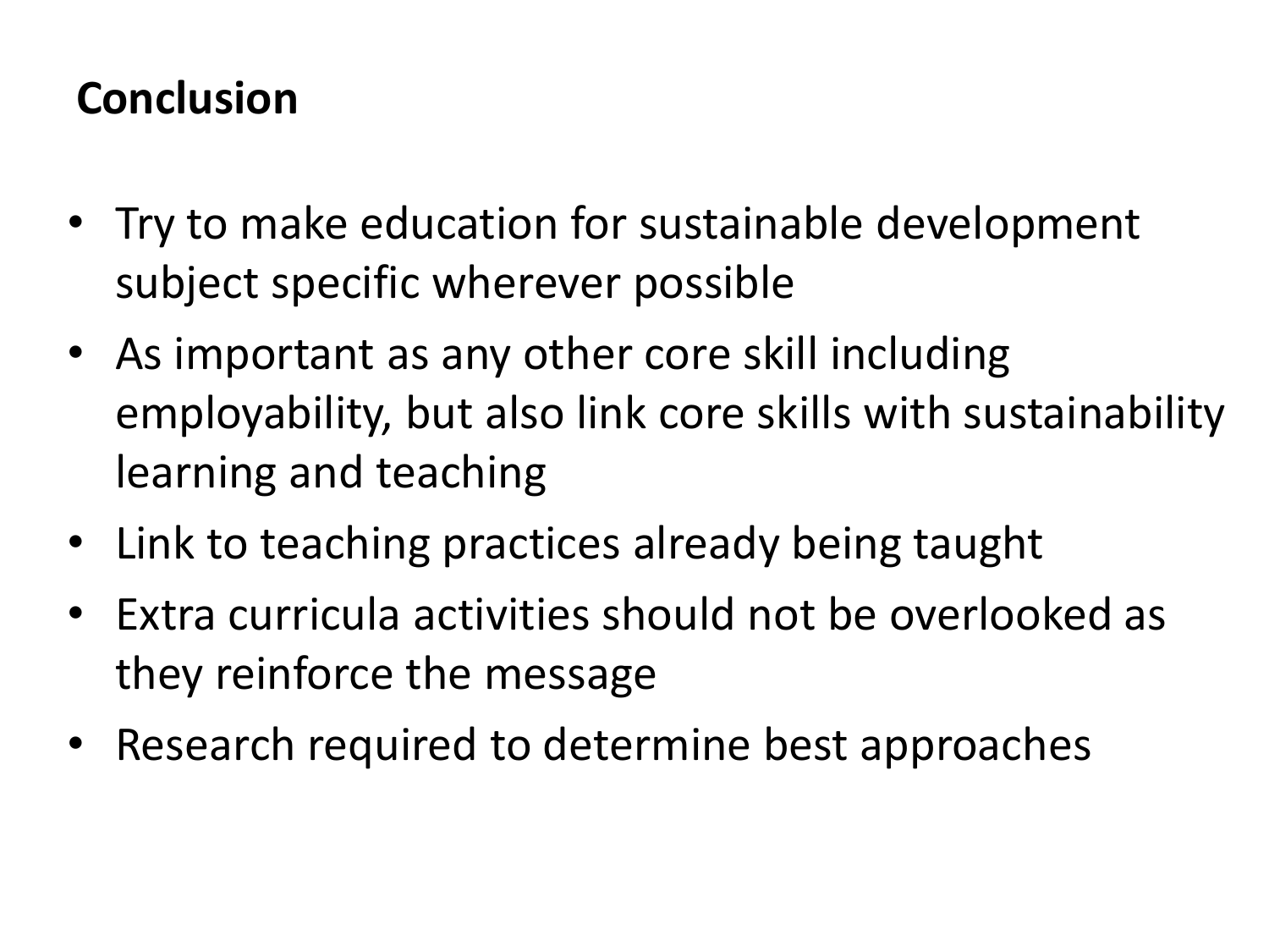## Conclusion

- Try to make education for sustainable development subject specific wherever possible
- As important as any other core skill including employability, but also link core skills with sustainability learning and teaching
- Link to teaching practices already being taught
- Extra curricula activities should not be overlooked as they reinforce the message
- Research required to determine best approaches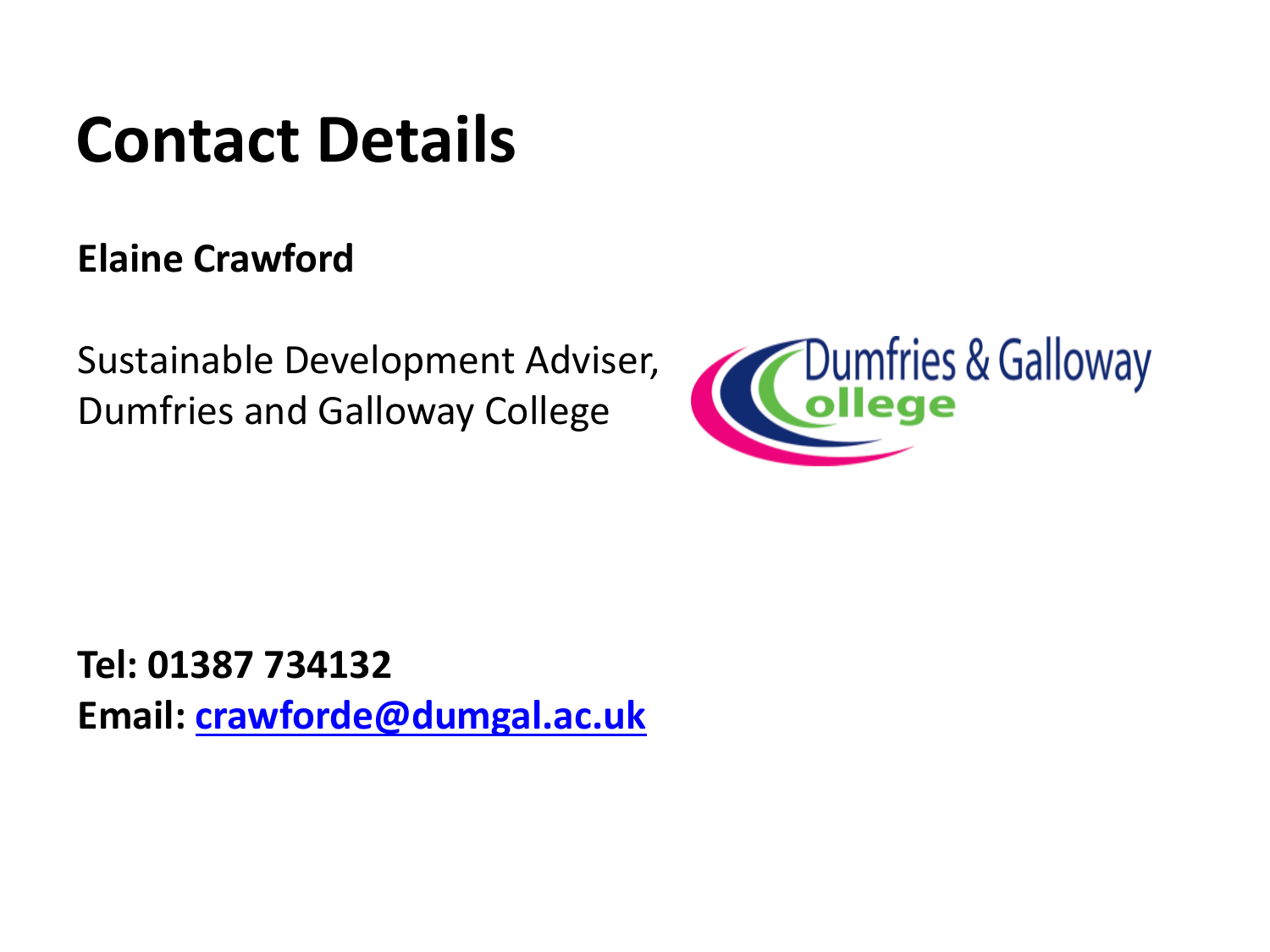# Contact Details

**Elaine Crawford**

Sustainable Development Adviser,
Dumfries and Galloway College

**Tel: 01387 734132**
**Email: crawforde@dumgal.ac.uk**